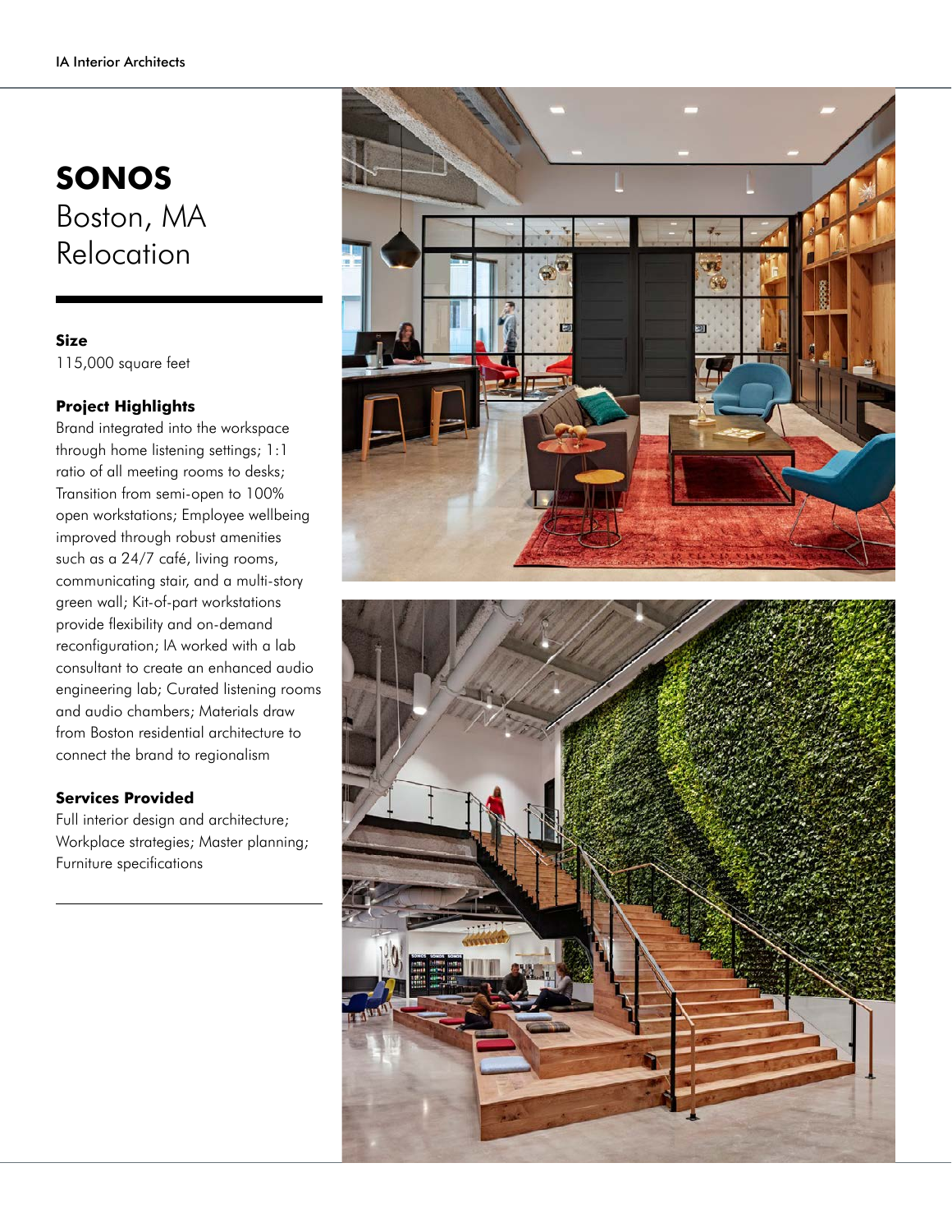# SONOS
Boston, MA
Relocation

**Size**
115,000 square feet

**Project Highlights**
Brand integrated into the workspace through home listening settings; 1:1 ratio of all meeting rooms to desks; Transition from semi-open to 100% open workstations; Employee wellbeing improved through robust amenities such as a 24/7 café, living rooms, communicating stair, and a multi-story green wall; Kit-of-part workstations provide flexibility and on-demand reconfiguration; IA worked with a lab consultant to create an enhanced audio engineering lab; Curated listening rooms and audio chambers; Materials draw from Boston residential architecture to connect the brand to regionalism

**Services Provided**
Full interior design and architecture; Workplace strategies; Master planning; Furniture specifications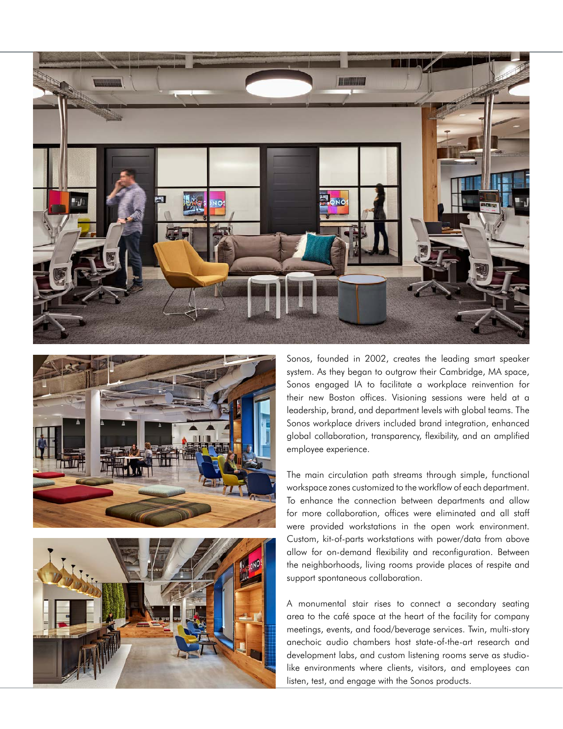Sonos, founded in 2002, creates the leading smart speaker system. As they began to outgrow their Cambridge, MA space, Sonos engaged IA to facilitate a workplace reinvention for their new Boston offices. Visioning sessions were held at a leadership, brand, and department levels with global teams. The Sonos workplace drivers included brand integration, enhanced global collaboration, transparency, flexibility, and an amplified employee experience.

The main circulation path streams through simple, functional workspace zones customized to the workflow of each department. To enhance the connection between departments and allow for more collaboration, offices were eliminated and all staff were provided workstations in the open work environment. Custom, kit-of-parts workstations with power/data from above allow for on-demand flexibility and reconfiguration. Between the neighborhoods, living rooms provide places of respite and support spontaneous collaboration.

A monumental stair rises to connect a secondary seating area to the café space at the heart of the facility for company meetings, events, and food/beverage services. Twin, multi-story anechoic audio chambers host state-of-the-art research and development labs, and custom listening rooms serve as studio-like environments where clients, visitors, and employees can listen, test, and engage with the Sonos products.